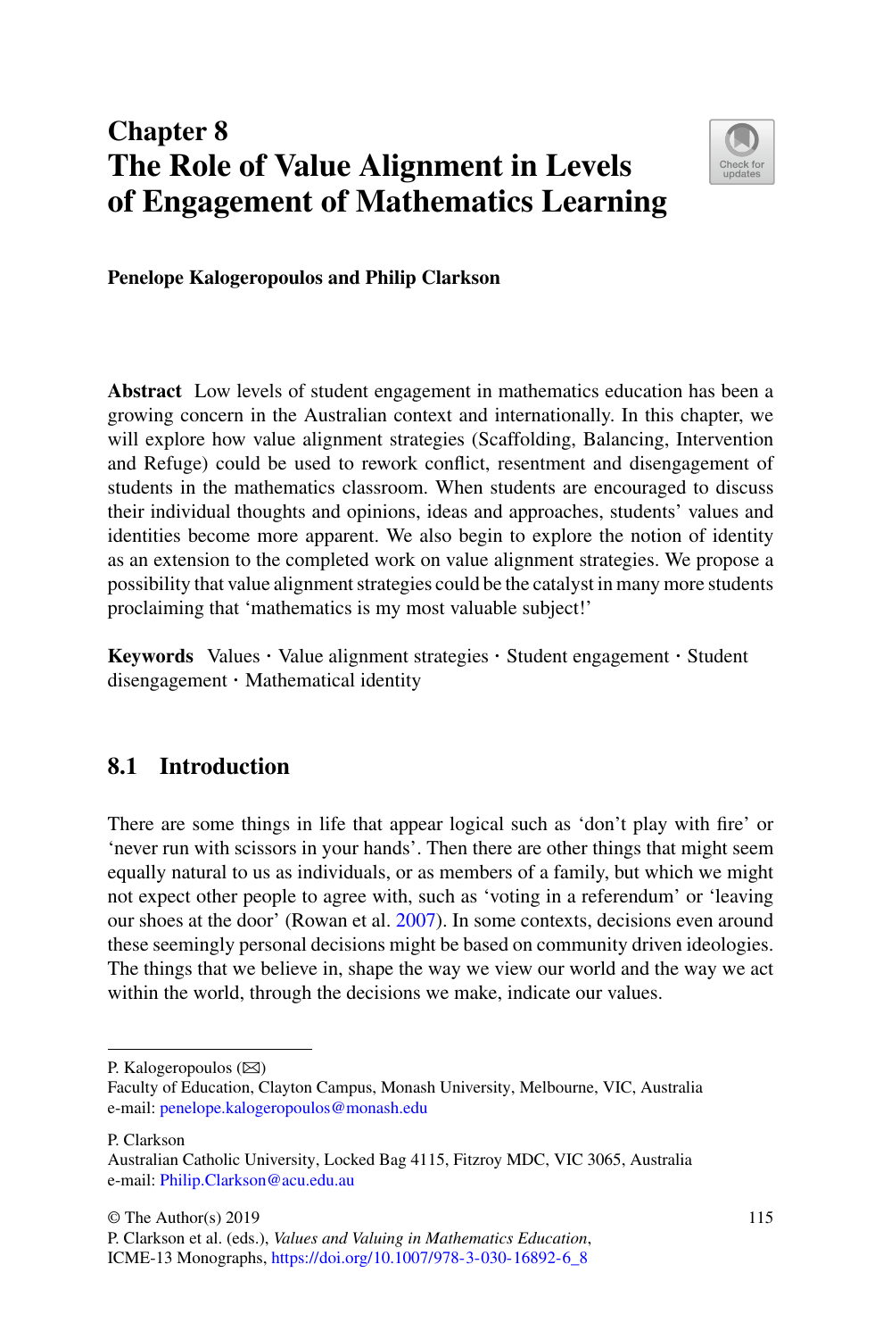# Chapter 8
# The Role of Value Alignment in Levels of Engagement of Mathematics Learning

**Penelope Kalogeropoulos and Philip Clarkson**

**Abstract** Low levels of student engagement in mathematics education has been a growing concern in the Australian context and internationally. In this chapter, we will explore how value alignment strategies (Scaffolding, Balancing, Intervention and Refuge) could be used to rework conflict, resentment and disengagement of students in the mathematics classroom. When students are encouraged to discuss their individual thoughts and opinions, ideas and approaches, students' values and identities become more apparent. We also begin to explore the notion of identity as an extension to the completed work on value alignment strategies. We propose a possibility that value alignment strategies could be the catalyst in many more students proclaiming that 'mathematics is my most valuable subject!'

**Keywords** Values · Value alignment strategies · Student engagement · Student disengagement · Mathematical identity

## 8.1 Introduction

There are some things in life that appear logical such as 'don't play with fire' or 'never run with scissors in your hands'. Then there are other things that might seem equally natural to us as individuals, or as members of a family, but which we might not expect other people to agree with, such as 'voting in a referendum' or 'leaving our shoes at the door' (Rowan et al. 2007). In some contexts, decisions even around these seemingly personal decisions might be based on community driven ideologies. The things that we believe in, shape the way we view our world and the way we act within the world, through the decisions we make, indicate our values.

---

P. Kalogeropoulos (✉)
Faculty of Education, Clayton Campus, Monash University, Melbourne, VIC, Australia
e-mail: penelope.kalogeropoulos@monash.edu

P. Clarkson
Australian Catholic University, Locked Bag 4115, Fitzroy MDC, VIC 3065, Australia
e-mail: Philip.Clarkson@acu.edu.au

© The Author(s) 2019
P. Clarkson et al. (eds.), *Values and Valuing in Mathematics Education*, ICME-13 Monographs, https://doi.org/10.1007/978-3-030-16892-6_8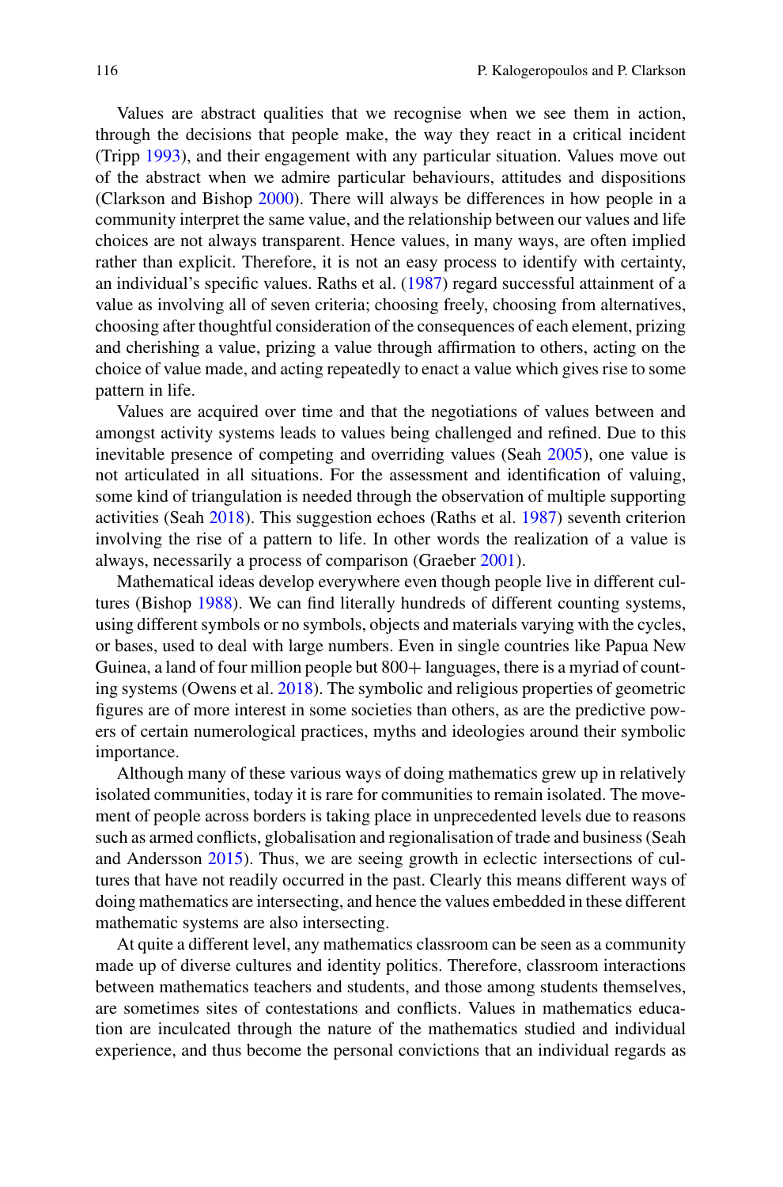Values are abstract qualities that we recognise when we see them in action, through the decisions that people make, the way they react in a critical incident (Tripp 1993), and their engagement with any particular situation. Values move out of the abstract when we admire particular behaviours, attitudes and dispositions (Clarkson and Bishop 2000). There will always be differences in how people in a community interpret the same value, and the relationship between our values and life choices are not always transparent. Hence values, in many ways, are often implied rather than explicit. Therefore, it is not an easy process to identify with certainty, an individual's specific values. Raths et al. (1987) regard successful attainment of a value as involving all of seven criteria; choosing freely, choosing from alternatives, choosing after thoughtful consideration of the consequences of each element, prizing and cherishing a value, prizing a value through affirmation to others, acting on the choice of value made, and acting repeatedly to enact a value which gives rise to some pattern in life.

Values are acquired over time and that the negotiations of values between and amongst activity systems leads to values being challenged and refined. Due to this inevitable presence of competing and overriding values (Seah 2005), one value is not articulated in all situations. For the assessment and identification of valuing, some kind of triangulation is needed through the observation of multiple supporting activities (Seah 2018). This suggestion echoes (Raths et al. 1987) seventh criterion involving the rise of a pattern to life. In other words the realization of a value is always, necessarily a process of comparison (Graeber 2001).

Mathematical ideas develop everywhere even though people live in different cultures (Bishop 1988). We can find literally hundreds of different counting systems, using different symbols or no symbols, objects and materials varying with the cycles, or bases, used to deal with large numbers. Even in single countries like Papua New Guinea, a land of four million people but 800+ languages, there is a myriad of counting systems (Owens et al. 2018). The symbolic and religious properties of geometric figures are of more interest in some societies than others, as are the predictive powers of certain numerological practices, myths and ideologies around their symbolic importance.

Although many of these various ways of doing mathematics grew up in relatively isolated communities, today it is rare for communities to remain isolated. The movement of people across borders is taking place in unprecedented levels due to reasons such as armed conflicts, globalisation and regionalisation of trade and business (Seah and Andersson 2015). Thus, we are seeing growth in eclectic intersections of cultures that have not readily occurred in the past. Clearly this means different ways of doing mathematics are intersecting, and hence the values embedded in these different mathematic systems are also intersecting.

At quite a different level, any mathematics classroom can be seen as a community made up of diverse cultures and identity politics. Therefore, classroom interactions between mathematics teachers and students, and those among students themselves, are sometimes sites of contestations and conflicts. Values in mathematics education are inculcated through the nature of the mathematics studied and individual experience, and thus become the personal convictions that an individual regards as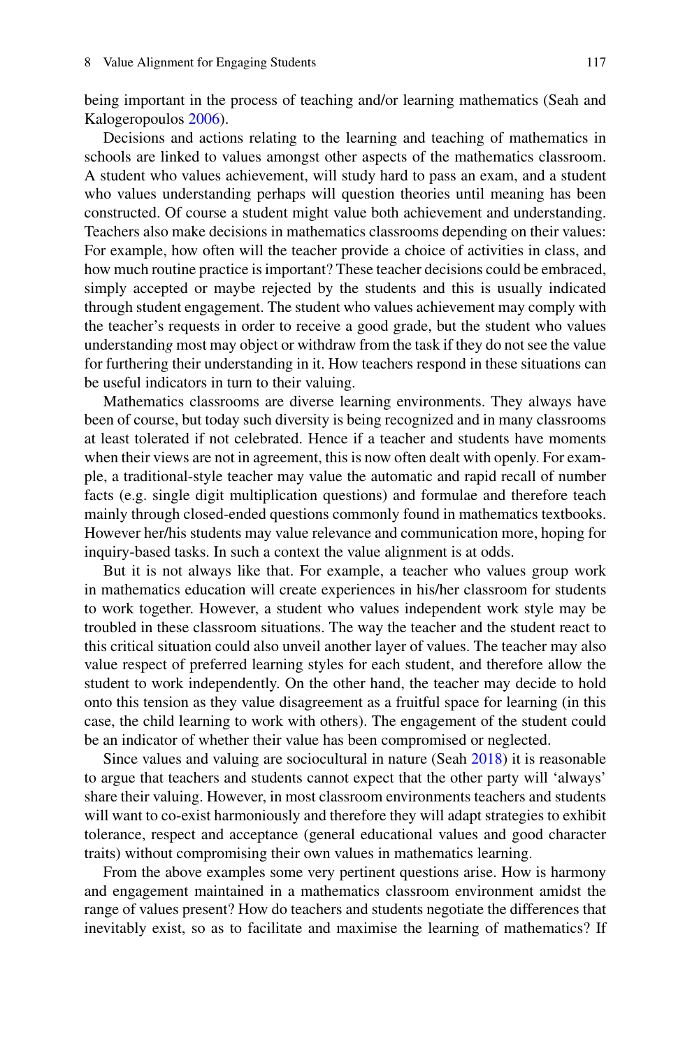being important in the process of teaching and/or learning mathematics (Seah and Kalogeropoulos 2006).

Decisions and actions relating to the learning and teaching of mathematics in schools are linked to values amongst other aspects of the mathematics classroom. A student who values achievement, will study hard to pass an exam, and a student who values understanding perhaps will question theories until meaning has been constructed. Of course a student might value both achievement and understanding. Teachers also make decisions in mathematics classrooms depending on their values: For example, how often will the teacher provide a choice of activities in class, and how much routine practice is important? These teacher decisions could be embraced, simply accepted or maybe rejected by the students and this is usually indicated through student engagement. The student who values achievement may comply with the teacher's requests in order to receive a good grade, but the student who values understanding most may object or withdraw from the task if they do not see the value for furthering their understanding in it. How teachers respond in these situations can be useful indicators in turn to their valuing.

Mathematics classrooms are diverse learning environments. They always have been of course, but today such diversity is being recognized and in many classrooms at least tolerated if not celebrated. Hence if a teacher and students have moments when their views are not in agreement, this is now often dealt with openly. For example, a traditional-style teacher may value the automatic and rapid recall of number facts (e.g. single digit multiplication questions) and formulae and therefore teach mainly through closed-ended questions commonly found in mathematics textbooks. However her/his students may value relevance and communication more, hoping for inquiry-based tasks. In such a context the value alignment is at odds.

But it is not always like that. For example, a teacher who values group work in mathematics education will create experiences in his/her classroom for students to work together. However, a student who values independent work style may be troubled in these classroom situations. The way the teacher and the student react to this critical situation could also unveil another layer of values. The teacher may also value respect of preferred learning styles for each student, and therefore allow the student to work independently. On the other hand, the teacher may decide to hold onto this tension as they value disagreement as a fruitful space for learning (in this case, the child learning to work with others). The engagement of the student could be an indicator of whether their value has been compromised or neglected.

Since values and valuing are sociocultural in nature (Seah 2018) it is reasonable to argue that teachers and students cannot expect that the other party will 'always' share their valuing. However, in most classroom environments teachers and students will want to co-exist harmoniously and therefore they will adapt strategies to exhibit tolerance, respect and acceptance (general educational values and good character traits) without compromising their own values in mathematics learning.

From the above examples some very pertinent questions arise. How is harmony and engagement maintained in a mathematics classroom environment amidst the range of values present? How do teachers and students negotiate the differences that inevitably exist, so as to facilitate and maximise the learning of mathematics? If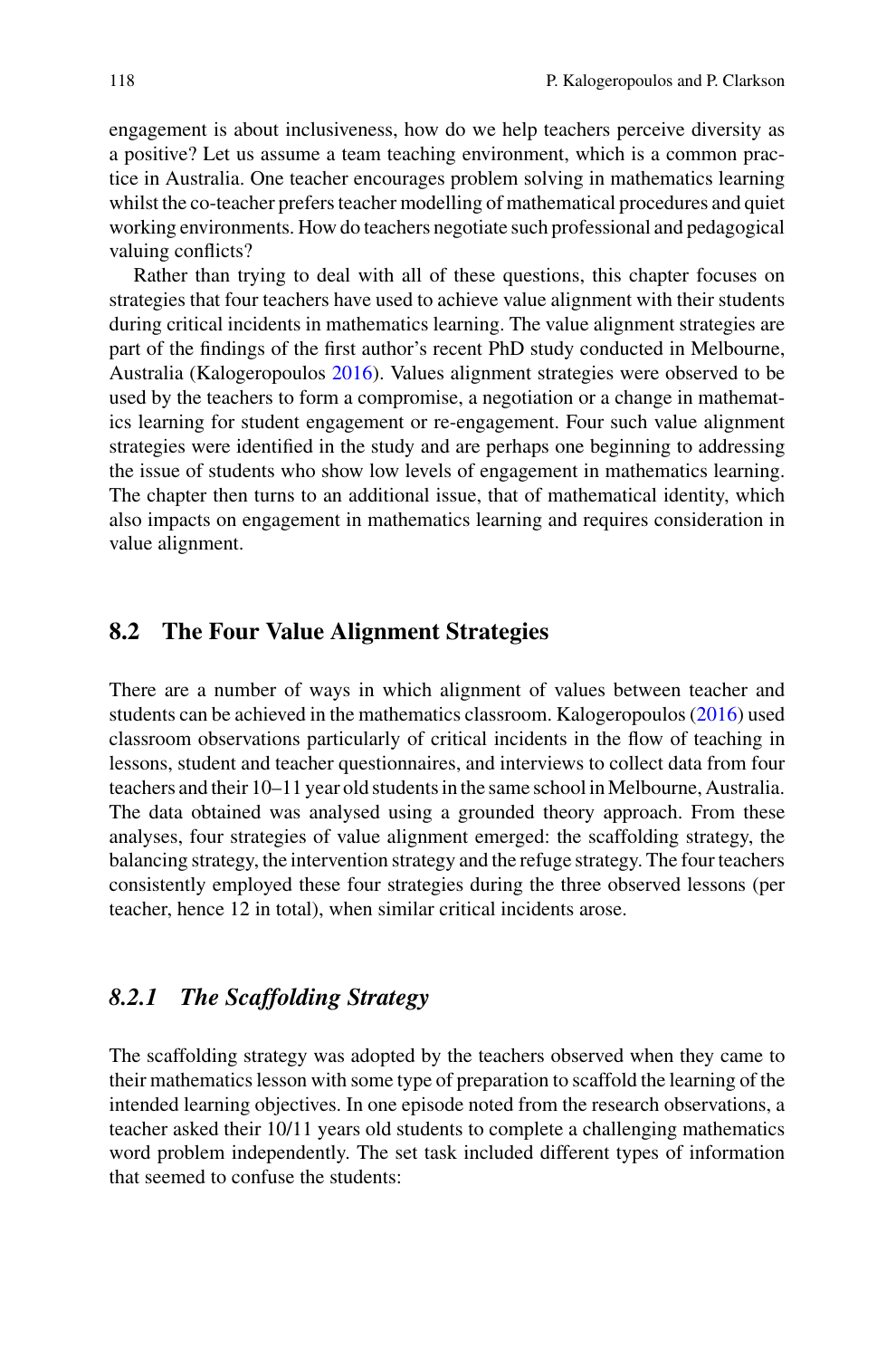engagement is about inclusiveness, how do we help teachers perceive diversity as a positive? Let us assume a team teaching environment, which is a common practice in Australia. One teacher encourages problem solving in mathematics learning whilst the co-teacher prefers teacher modelling of mathematical procedures and quiet working environments. How do teachers negotiate such professional and pedagogical valuing conflicts?

Rather than trying to deal with all of these questions, this chapter focuses on strategies that four teachers have used to achieve value alignment with their students during critical incidents in mathematics learning. The value alignment strategies are part of the findings of the first author's recent PhD study conducted in Melbourne, Australia (Kalogeropoulos 2016). Values alignment strategies were observed to be used by the teachers to form a compromise, a negotiation or a change in mathematics learning for student engagement or re-engagement. Four such value alignment strategies were identified in the study and are perhaps one beginning to addressing the issue of students who show low levels of engagement in mathematics learning. The chapter then turns to an additional issue, that of mathematical identity, which also impacts on engagement in mathematics learning and requires consideration in value alignment.

## 8.2 The Four Value Alignment Strategies

There are a number of ways in which alignment of values between teacher and students can be achieved in the mathematics classroom. Kalogeropoulos (2016) used classroom observations particularly of critical incidents in the flow of teaching in lessons, student and teacher questionnaires, and interviews to collect data from four teachers and their 10–11 year old students in the same school in Melbourne, Australia. The data obtained was analysed using a grounded theory approach. From these analyses, four strategies of value alignment emerged: the scaffolding strategy, the balancing strategy, the intervention strategy and the refuge strategy. The four teachers consistently employed these four strategies during the three observed lessons (per teacher, hence 12 in total), when similar critical incidents arose.

### *8.2.1 The Scaffolding Strategy*

The scaffolding strategy was adopted by the teachers observed when they came to their mathematics lesson with some type of preparation to scaffold the learning of the intended learning objectives. In one episode noted from the research observations, a teacher asked their 10/11 years old students to complete a challenging mathematics word problem independently. The set task included different types of information that seemed to confuse the students: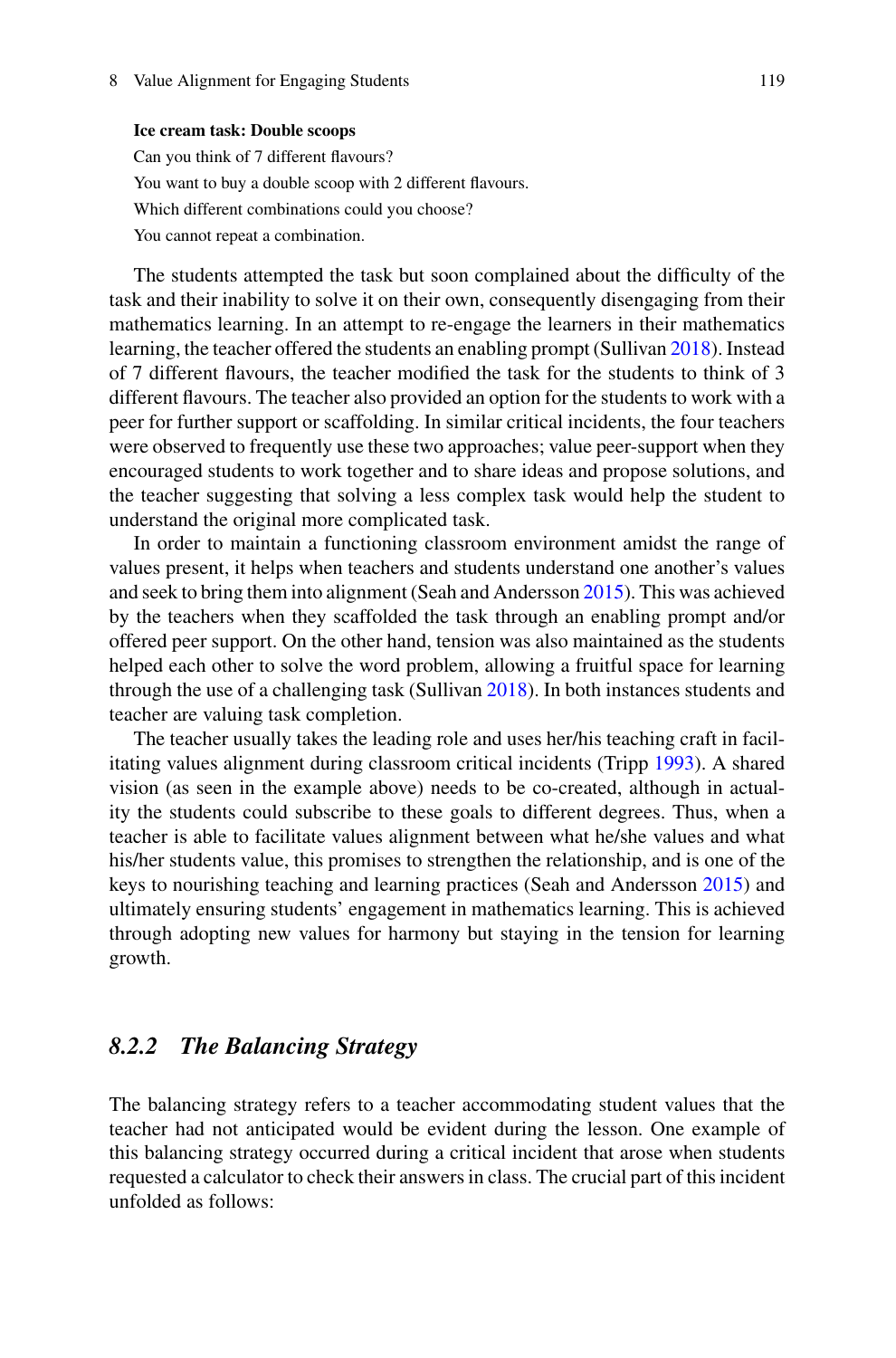**Ice cream task: Double scoops**

Can you think of 7 different flavours?

You want to buy a double scoop with 2 different flavours.

Which different combinations could you choose?

You cannot repeat a combination.

The students attempted the task but soon complained about the difficulty of the task and their inability to solve it on their own, consequently disengaging from their mathematics learning. In an attempt to re-engage the learners in their mathematics learning, the teacher offered the students an enabling prompt (Sullivan 2018). Instead of 7 different flavours, the teacher modified the task for the students to think of 3 different flavours. The teacher also provided an option for the students to work with a peer for further support or scaffolding. In similar critical incidents, the four teachers were observed to frequently use these two approaches; value peer-support when they encouraged students to work together and to share ideas and propose solutions, and the teacher suggesting that solving a less complex task would help the student to understand the original more complicated task.

In order to maintain a functioning classroom environment amidst the range of values present, it helps when teachers and students understand one another's values and seek to bring them into alignment (Seah and Andersson 2015). This was achieved by the teachers when they scaffolded the task through an enabling prompt and/or offered peer support. On the other hand, tension was also maintained as the students helped each other to solve the word problem, allowing a fruitful space for learning through the use of a challenging task (Sullivan 2018). In both instances students and teacher are valuing task completion.

The teacher usually takes the leading role and uses her/his teaching craft in facilitating values alignment during classroom critical incidents (Tripp 1993). A shared vision (as seen in the example above) needs to be co-created, although in actuality the students could subscribe to these goals to different degrees. Thus, when a teacher is able to facilitate values alignment between what he/she values and what his/her students value, this promises to strengthen the relationship, and is one of the keys to nourishing teaching and learning practices (Seah and Andersson 2015) and ultimately ensuring students' engagement in mathematics learning. This is achieved through adopting new values for harmony but staying in the tension for learning growth.

### 8.2.2 *The Balancing Strategy*

The balancing strategy refers to a teacher accommodating student values that the teacher had not anticipated would be evident during the lesson. One example of this balancing strategy occurred during a critical incident that arose when students requested a calculator to check their answers in class. The crucial part of this incident unfolded as follows: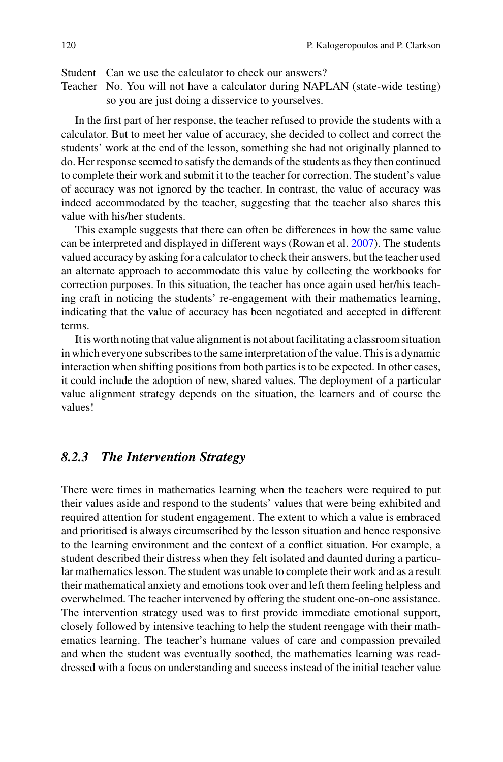Student Can we use the calculator to check our answers?

Teacher No. You will not have a calculator during NAPLAN (state-wide testing) so you are just doing a disservice to yourselves.

In the first part of her response, the teacher refused to provide the students with a calculator. But to meet her value of accuracy, she decided to collect and correct the students' work at the end of the lesson, something she had not originally planned to do. Her response seemed to satisfy the demands of the students as they then continued to complete their work and submit it to the teacher for correction. The student's value of accuracy was not ignored by the teacher. In contrast, the value of accuracy was indeed accommodated by the teacher, suggesting that the teacher also shares this value with his/her students.

This example suggests that there can often be differences in how the same value can be interpreted and displayed in different ways (Rowan et al. 2007). The students valued accuracy by asking for a calculator to check their answers, but the teacher used an alternate approach to accommodate this value by collecting the workbooks for correction purposes. In this situation, the teacher has once again used her/his teaching craft in noticing the students' re-engagement with their mathematics learning, indicating that the value of accuracy has been negotiated and accepted in different terms.

It is worth noting that value alignment is not about facilitating a classroom situation in which everyone subscribes to the same interpretation of the value. This is a dynamic interaction when shifting positions from both parties is to be expected. In other cases, it could include the adoption of new, shared values. The deployment of a particular value alignment strategy depends on the situation, the learners and of course the values!

### *8.2.3 The Intervention Strategy*

There were times in mathematics learning when the teachers were required to put their values aside and respond to the students' values that were being exhibited and required attention for student engagement. The extent to which a value is embraced and prioritised is always circumscribed by the lesson situation and hence responsive to the learning environment and the context of a conflict situation. For example, a student described their distress when they felt isolated and daunted during a particular mathematics lesson. The student was unable to complete their work and as a result their mathematical anxiety and emotions took over and left them feeling helpless and overwhelmed. The teacher intervened by offering the student one-on-one assistance. The intervention strategy used was to first provide immediate emotional support, closely followed by intensive teaching to help the student reengage with their mathematics learning. The teacher's humane values of care and compassion prevailed and when the student was eventually soothed, the mathematics learning was readdressed with a focus on understanding and success instead of the initial teacher value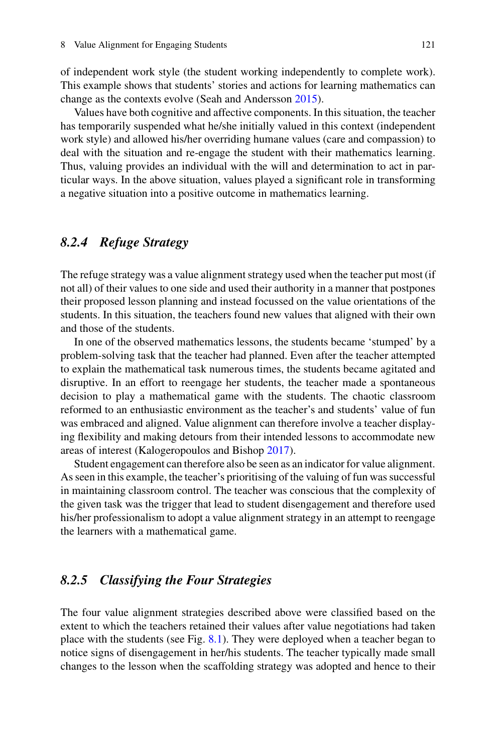of independent work style (the student working independently to complete work). This example shows that students' stories and actions for learning mathematics can change as the contexts evolve (Seah and Andersson 2015).

Values have both cognitive and affective components. In this situation, the teacher has temporarily suspended what he/she initially valued in this context (independent work style) and allowed his/her overriding humane values (care and compassion) to deal with the situation and re-engage the student with their mathematics learning. Thus, valuing provides an individual with the will and determination to act in particular ways. In the above situation, values played a significant role in transforming a negative situation into a positive outcome in mathematics learning.

### *8.2.4 Refuge Strategy*

The refuge strategy was a value alignment strategy used when the teacher put most (if not all) of their values to one side and used their authority in a manner that postpones their proposed lesson planning and instead focussed on the value orientations of the students. In this situation, the teachers found new values that aligned with their own and those of the students.

In one of the observed mathematics lessons, the students became 'stumped' by a problem-solving task that the teacher had planned. Even after the teacher attempted to explain the mathematical task numerous times, the students became agitated and disruptive. In an effort to reengage her students, the teacher made a spontaneous decision to play a mathematical game with the students. The chaotic classroom reformed to an enthusiastic environment as the teacher's and students' value of fun was embraced and aligned. Value alignment can therefore involve a teacher displaying flexibility and making detours from their intended lessons to accommodate new areas of interest (Kalogeropoulos and Bishop 2017).

Student engagement can therefore also be seen as an indicator for value alignment. As seen in this example, the teacher's prioritising of the valuing of fun was successful in maintaining classroom control. The teacher was conscious that the complexity of the given task was the trigger that lead to student disengagement and therefore used his/her professionalism to adopt a value alignment strategy in an attempt to reengage the learners with a mathematical game.

### *8.2.5 Classifying the Four Strategies*

The four value alignment strategies described above were classified based on the extent to which the teachers retained their values after value negotiations had taken place with the students (see Fig. 8.1). They were deployed when a teacher began to notice signs of disengagement in her/his students. The teacher typically made small changes to the lesson when the scaffolding strategy was adopted and hence to their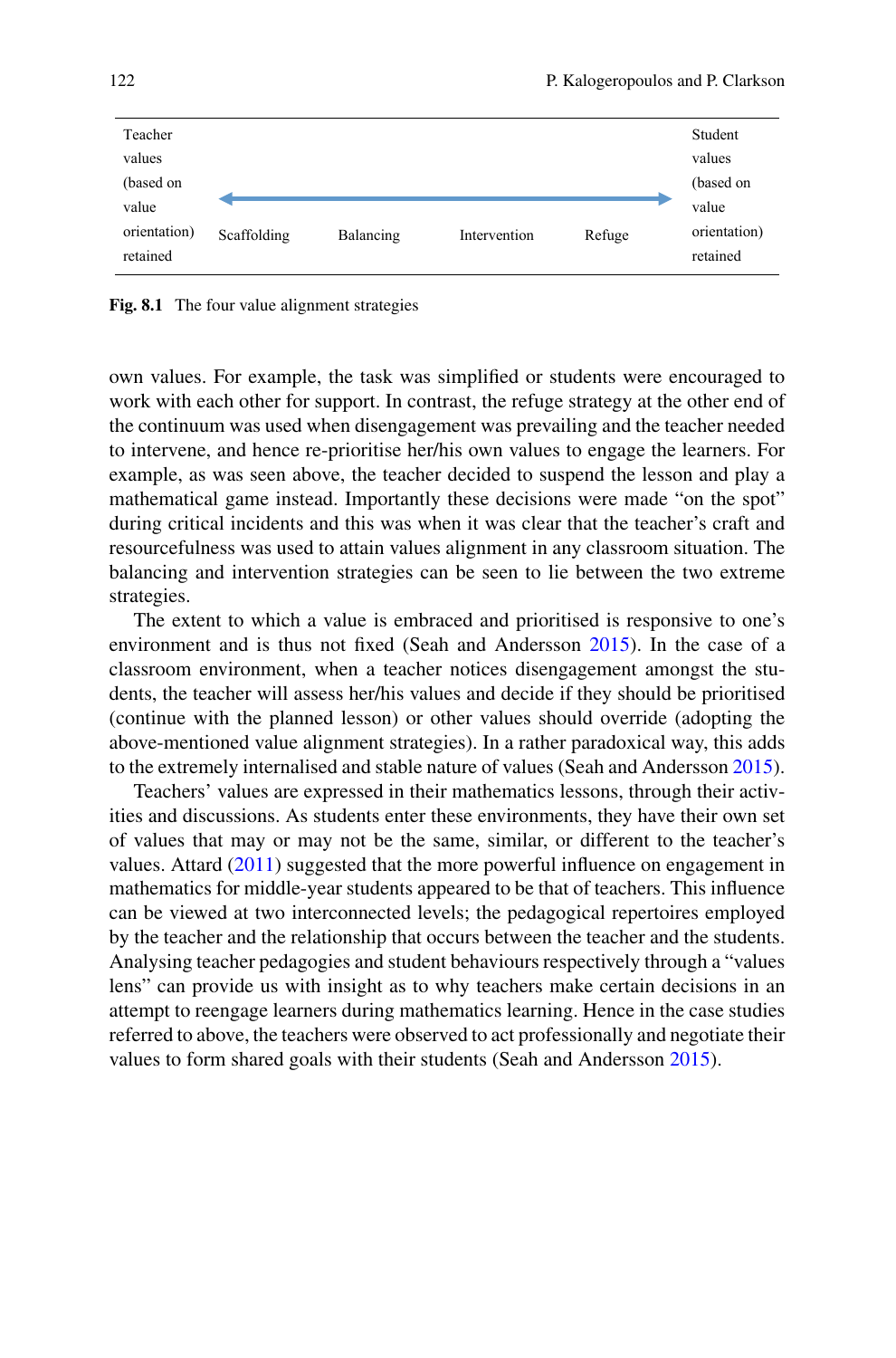Teacher values (based on value orientation) retained

Scaffolding

Balancing

Intervention

Refuge

Student values (based on value orientation) retained

**Fig. 8.1** The four value alignment strategies

own values. For example, the task was simplified or students were encouraged to work with each other for support. In contrast, the refuge strategy at the other end of the continuum was used when disengagement was prevailing and the teacher needed to intervene, and hence re-prioritise her/his own values to engage the learners. For example, as was seen above, the teacher decided to suspend the lesson and play a mathematical game instead. Importantly these decisions were made "on the spot" during critical incidents and this was when it was clear that the teacher's craft and resourcefulness was used to attain values alignment in any classroom situation. The balancing and intervention strategies can be seen to lie between the two extreme strategies.

The extent to which a value is embraced and prioritised is responsive to one's environment and is thus not fixed (Seah and Andersson 2015). In the case of a classroom environment, when a teacher notices disengagement amongst the students, the teacher will assess her/his values and decide if they should be prioritised (continue with the planned lesson) or other values should override (adopting the above-mentioned value alignment strategies). In a rather paradoxical way, this adds to the extremely internalised and stable nature of values (Seah and Andersson 2015).

Teachers' values are expressed in their mathematics lessons, through their activities and discussions. As students enter these environments, they have their own set of values that may or may not be the same, similar, or different to the teacher's values. Attard (2011) suggested that the more powerful influence on engagement in mathematics for middle-year students appeared to be that of teachers. This influence can be viewed at two interconnected levels; the pedagogical repertoires employed by the teacher and the relationship that occurs between the teacher and the students. Analysing teacher pedagogies and student behaviours respectively through a "values lens" can provide us with insight as to why teachers make certain decisions in an attempt to reengage learners during mathematics learning. Hence in the case studies referred to above, the teachers were observed to act professionally and negotiate their values to form shared goals with their students (Seah and Andersson 2015).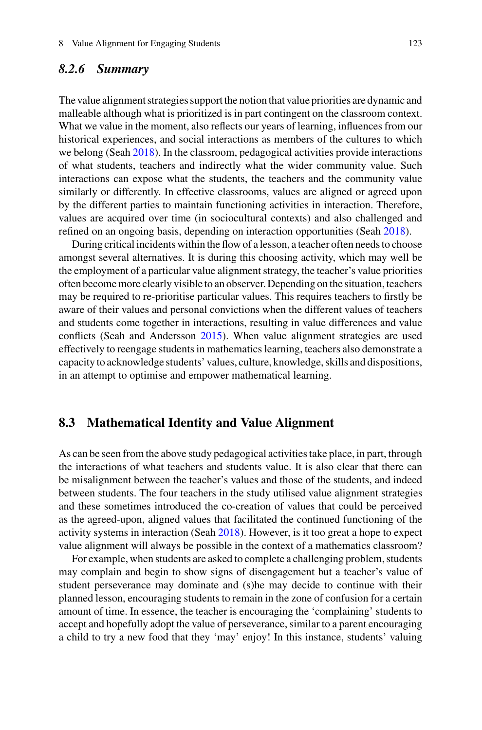### *8.2.6 Summary*

The value alignment strategies support the notion that value priorities are dynamic and malleable although what is prioritized is in part contingent on the classroom context. What we value in the moment, also reflects our years of learning, influences from our historical experiences, and social interactions as members of the cultures to which we belong (Seah 2018). In the classroom, pedagogical activities provide interactions of what students, teachers and indirectly what the wider community value. Such interactions can expose what the students, the teachers and the community value similarly or differently. In effective classrooms, values are aligned or agreed upon by the different parties to maintain functioning activities in interaction. Therefore, values are acquired over time (in sociocultural contexts) and also challenged and refined on an ongoing basis, depending on interaction opportunities (Seah 2018).

During critical incidents within the flow of a lesson, a teacher often needs to choose amongst several alternatives. It is during this choosing activity, which may well be the employment of a particular value alignment strategy, the teacher's value priorities often become more clearly visible to an observer. Depending on the situation, teachers may be required to re-prioritise particular values. This requires teachers to firstly be aware of their values and personal convictions when the different values of teachers and students come together in interactions, resulting in value differences and value conflicts (Seah and Andersson 2015). When value alignment strategies are used effectively to reengage students in mathematics learning, teachers also demonstrate a capacity to acknowledge students' values, culture, knowledge, skills and dispositions, in an attempt to optimise and empower mathematical learning.

## 8.3 Mathematical Identity and Value Alignment

As can be seen from the above study pedagogical activities take place, in part, through the interactions of what teachers and students value. It is also clear that there can be misalignment between the teacher's values and those of the students, and indeed between students. The four teachers in the study utilised value alignment strategies and these sometimes introduced the co-creation of values that could be perceived as the agreed-upon, aligned values that facilitated the continued functioning of the activity systems in interaction (Seah 2018). However, is it too great a hope to expect value alignment will always be possible in the context of a mathematics classroom?

For example, when students are asked to complete a challenging problem, students may complain and begin to show signs of disengagement but a teacher's value of student perseverance may dominate and (s)he may decide to continue with their planned lesson, encouraging students to remain in the zone of confusion for a certain amount of time. In essence, the teacher is encouraging the 'complaining' students to accept and hopefully adopt the value of perseverance, similar to a parent encouraging a child to try a new food that they 'may' enjoy! In this instance, students' valuing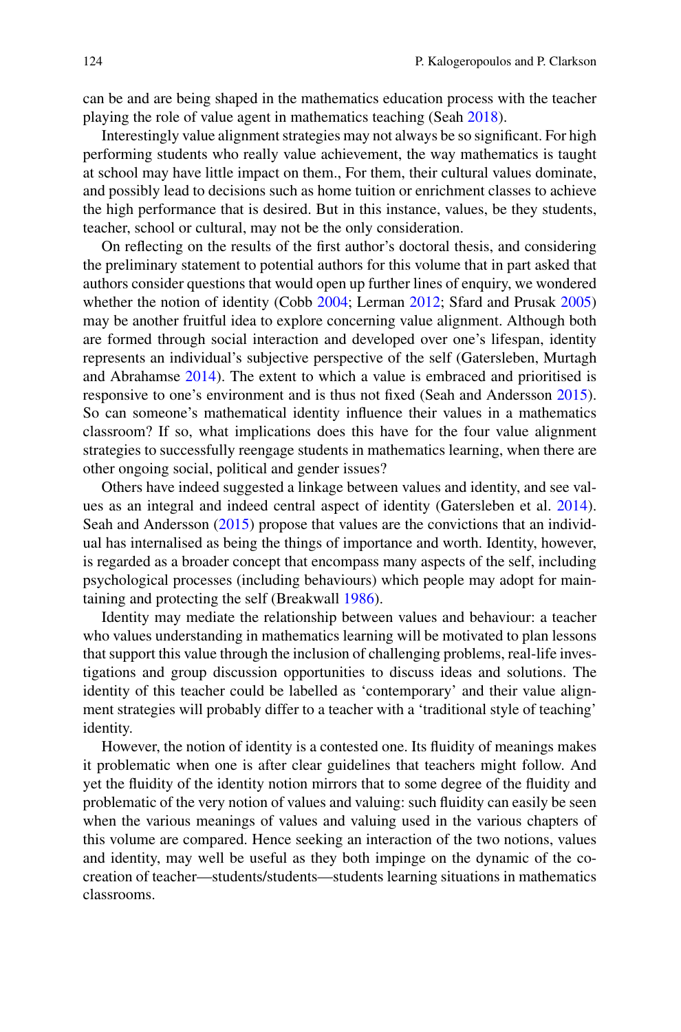can be and are being shaped in the mathematics education process with the teacher playing the role of value agent in mathematics teaching (Seah 2018).

Interestingly value alignment strategies may not always be so significant. For high performing students who really value achievement, the way mathematics is taught at school may have little impact on them., For them, their cultural values dominate, and possibly lead to decisions such as home tuition or enrichment classes to achieve the high performance that is desired. But in this instance, values, be they students, teacher, school or cultural, may not be the only consideration.

On reflecting on the results of the first author's doctoral thesis, and considering the preliminary statement to potential authors for this volume that in part asked that authors consider questions that would open up further lines of enquiry, we wondered whether the notion of identity (Cobb 2004; Lerman 2012; Sfard and Prusak 2005) may be another fruitful idea to explore concerning value alignment. Although both are formed through social interaction and developed over one's lifespan, identity represents an individual's subjective perspective of the self (Gatersleben, Murtagh and Abrahamse 2014). The extent to which a value is embraced and prioritised is responsive to one's environment and is thus not fixed (Seah and Andersson 2015). So can someone's mathematical identity influence their values in a mathematics classroom? If so, what implications does this have for the four value alignment strategies to successfully reengage students in mathematics learning, when there are other ongoing social, political and gender issues?

Others have indeed suggested a linkage between values and identity, and see values as an integral and indeed central aspect of identity (Gatersleben et al. 2014). Seah and Andersson (2015) propose that values are the convictions that an individual has internalised as being the things of importance and worth. Identity, however, is regarded as a broader concept that encompass many aspects of the self, including psychological processes (including behaviours) which people may adopt for maintaining and protecting the self (Breakwall 1986).

Identity may mediate the relationship between values and behaviour: a teacher who values understanding in mathematics learning will be motivated to plan lessons that support this value through the inclusion of challenging problems, real-life investigations and group discussion opportunities to discuss ideas and solutions. The identity of this teacher could be labelled as 'contemporary' and their value alignment strategies will probably differ to a teacher with a 'traditional style of teaching' identity.

However, the notion of identity is a contested one. Its fluidity of meanings makes it problematic when one is after clear guidelines that teachers might follow. And yet the fluidity of the identity notion mirrors that to some degree of the fluidity and problematic of the very notion of values and valuing: such fluidity can easily be seen when the various meanings of values and valuing used in the various chapters of this volume are compared. Hence seeking an interaction of the two notions, values and identity, may well be useful as they both impinge on the dynamic of the co-creation of teacher—students/students—students learning situations in mathematics classrooms.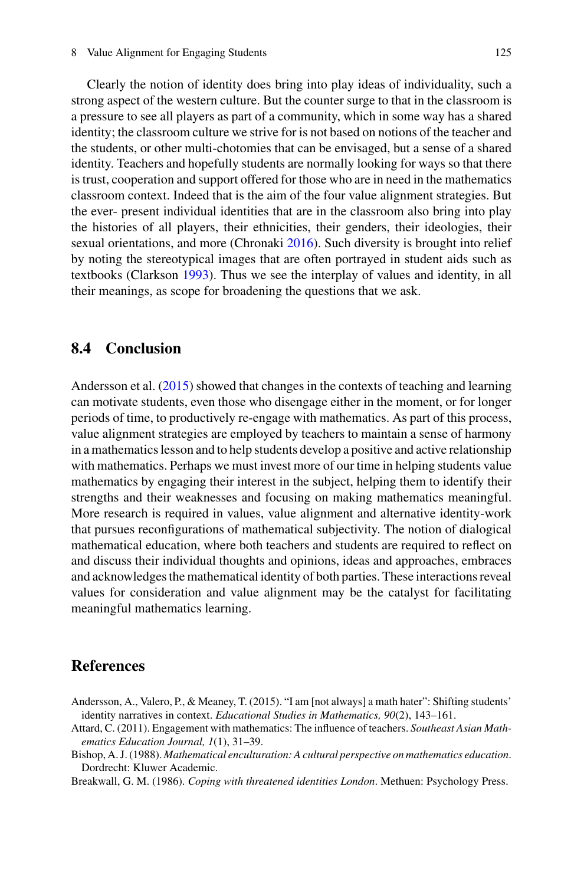Clearly the notion of identity does bring into play ideas of individuality, such a strong aspect of the western culture. But the counter surge to that in the classroom is a pressure to see all players as part of a community, which in some way has a shared identity; the classroom culture we strive for is not based on notions of the teacher and the students, or other multi-chotomies that can be envisaged, but a sense of a shared identity. Teachers and hopefully students are normally looking for ways so that there is trust, cooperation and support offered for those who are in need in the mathematics classroom context. Indeed that is the aim of the four value alignment strategies. But the ever- present individual identities that are in the classroom also bring into play the histories of all players, their ethnicities, their genders, their ideologies, their sexual orientations, and more (Chronaki 2016). Such diversity is brought into relief by noting the stereotypical images that are often portrayed in student aids such as textbooks (Clarkson 1993). Thus we see the interplay of values and identity, in all their meanings, as scope for broadening the questions that we ask.

## 8.4 Conclusion

Andersson et al. (2015) showed that changes in the contexts of teaching and learning can motivate students, even those who disengage either in the moment, or for longer periods of time, to productively re-engage with mathematics. As part of this process, value alignment strategies are employed by teachers to maintain a sense of harmony in a mathematics lesson and to help students develop a positive and active relationship with mathematics. Perhaps we must invest more of our time in helping students value mathematics by engaging their interest in the subject, helping them to identify their strengths and their weaknesses and focusing on making mathematics meaningful. More research is required in values, value alignment and alternative identity-work that pursues reconfigurations of mathematical subjectivity. The notion of dialogical mathematical education, where both teachers and students are required to reflect on and discuss their individual thoughts and opinions, ideas and approaches, embraces and acknowledges the mathematical identity of both parties. These interactions reveal values for consideration and value alignment may be the catalyst for facilitating meaningful mathematics learning.

## References

Andersson, A., Valero, P., & Meaney, T. (2015). "I am [not always] a math hater": Shifting students' identity narratives in context. *Educational Studies in Mathematics, 90*(2), 143–161.

Attard, C. (2011). Engagement with mathematics: The influence of teachers. *Southeast Asian Mathematics Education Journal, 1*(1), 31–39.

Bishop, A. J. (1988). *Mathematical enculturation: A cultural perspective on mathematics education*. Dordrecht: Kluwer Academic.

Breakwall, G. M. (1986). *Coping with threatened identities London*. Methuen: Psychology Press.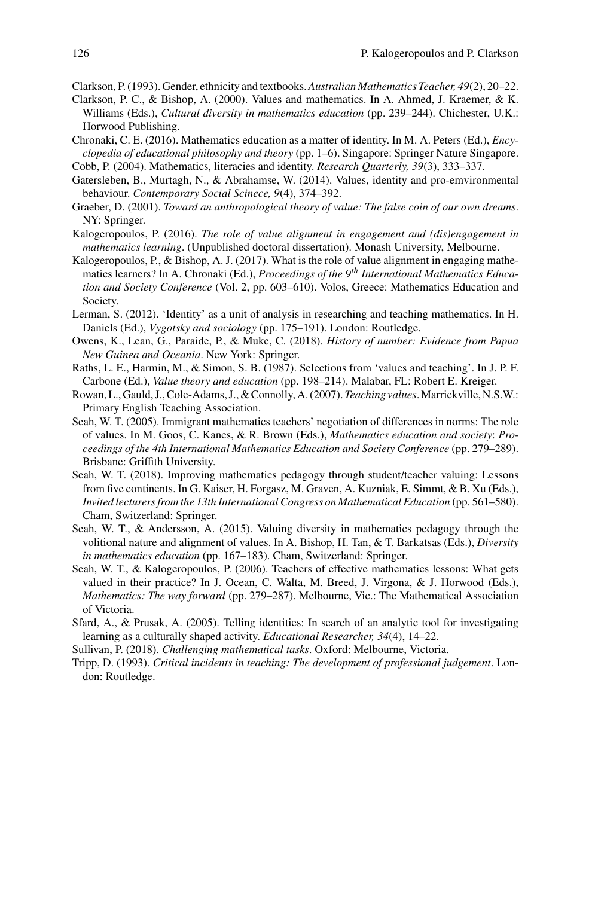Clarkson, P. (1993). Gender, ethnicity and textbooks. *Australian Mathematics Teacher, 49*(2), 20–22.

Clarkson, P. C., & Bishop, A. (2000). Values and mathematics. In A. Ahmed, J. Kraemer, & K. Williams (Eds.), *Cultural diversity in mathematics education* (pp. 239–244). Chichester, U.K.: Horwood Publishing.

Chronaki, C. E. (2016). Mathematics education as a matter of identity. In M. A. Peters (Ed.), *Encyclopedia of educational philosophy and theory* (pp. 1–6). Singapore: Springer Nature Singapore.

Cobb, P. (2004). Mathematics, literacies and identity. *Research Quarterly, 39*(3), 333–337.

Gatersleben, B., Murtagh, N., & Abrahamse, W. (2014). Values, identity and pro-emvironmental behaviour. *Contemporary Social Scinece, 9*(4), 374–392.

Graeber, D. (2001). *Toward an anthropological theory of value: The false coin of our own dreams*. NY: Springer.

Kalogeropoulos, P. (2016). *The role of value alignment in engagement and (dis)engagement in mathematics learning*. (Unpublished doctoral dissertation). Monash University, Melbourne.

Kalogeropoulos, P., & Bishop, A. J. (2017). What is the role of value alignment in engaging mathematics learners? In A. Chronaki (Ed.), *Proceedings of the 9th International Mathematics Education and Society Conference* (Vol. 2, pp. 603–610). Volos, Greece: Mathematics Education and Society.

Lerman, S. (2012). 'Identity' as a unit of analysis in researching and teaching mathematics. In H. Daniels (Ed.), *Vygotsky and sociology* (pp. 175–191). London: Routledge.

Owens, K., Lean, G., Paraide, P., & Muke, C. (2018). *History of number: Evidence from Papua New Guinea and Oceania*. New York: Springer.

Raths, L. E., Harmin, M., & Simon, S. B. (1987). Selections from 'values and teaching'. In J. P. F. Carbone (Ed.), *Value theory and education* (pp. 198–214). Malabar, FL: Robert E. Kreiger.

Rowan, L., Gauld, J., Cole-Adams, J., & Connolly, A. (2007). *Teaching values*. Marrickville, N.S.W.: Primary English Teaching Association.

Seah, W. T. (2005). Immigrant mathematics teachers' negotiation of differences in norms: The role of values. In M. Goos, C. Kanes, & R. Brown (Eds.), *Mathematics education and society*: *Proceedings of the 4th International Mathematics Education and Society Conference* (pp. 279–289). Brisbane: Griffith University.

Seah, W. T. (2018). Improving mathematics pedagogy through student/teacher valuing: Lessons from five continents. In G. Kaiser, H. Forgasz, M. Graven, A. Kuzniak, E. Simmt, & B. Xu (Eds.), *Invited lecturers from the 13th International Congress on Mathematical Education* (pp. 561–580). Cham, Switzerland: Springer.

Seah, W. T., & Andersson, A. (2015). Valuing diversity in mathematics pedagogy through the volitional nature and alignment of values. In A. Bishop, H. Tan, & T. Barkatsas (Eds.), *Diversity in mathematics education* (pp. 167–183). Cham, Switzerland: Springer.

Seah, W. T., & Kalogeropoulos, P. (2006). Teachers of effective mathematics lessons: What gets valued in their practice? In J. Ocean, C. Walta, M. Breed, J. Virgona, & J. Horwood (Eds.), *Mathematics: The way forward* (pp. 279–287). Melbourne, Vic.: The Mathematical Association of Victoria.

Sfard, A., & Prusak, A. (2005). Telling identities: In search of an analytic tool for investigating learning as a culturally shaped activity. *Educational Researcher, 34*(4), 14–22.

Sullivan, P. (2018). *Challenging mathematical tasks*. Oxford: Melbourne, Victoria.

Tripp, D. (1993). *Critical incidents in teaching: The development of professional judgement*. London: Routledge.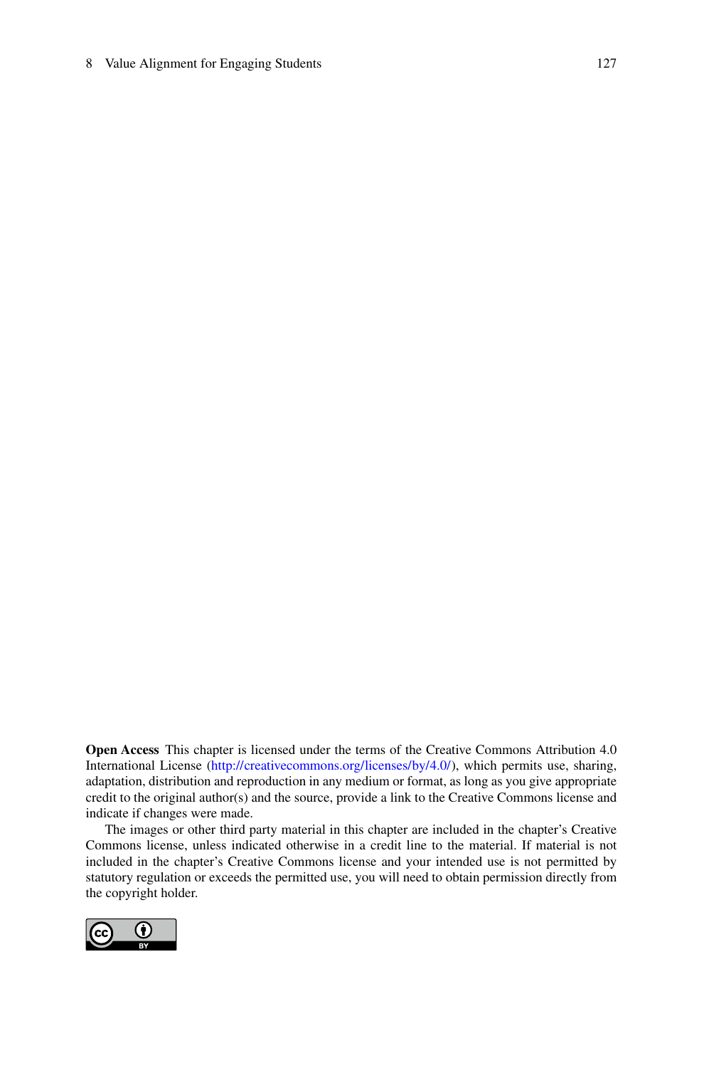**Open Access** This chapter is licensed under the terms of the Creative Commons Attribution 4.0 International License (http://creativecommons.org/licenses/by/4.0/), which permits use, sharing, adaptation, distribution and reproduction in any medium or format, as long as you give appropriate credit to the original author(s) and the source, provide a link to the Creative Commons license and indicate if changes were made.

The images or other third party material in this chapter are included in the chapter's Creative Commons license, unless indicated otherwise in a credit line to the material. If material is not included in the chapter's Creative Commons license and your intended use is not permitted by statutory regulation or exceeds the permitted use, you will need to obtain permission directly from the copyright holder.